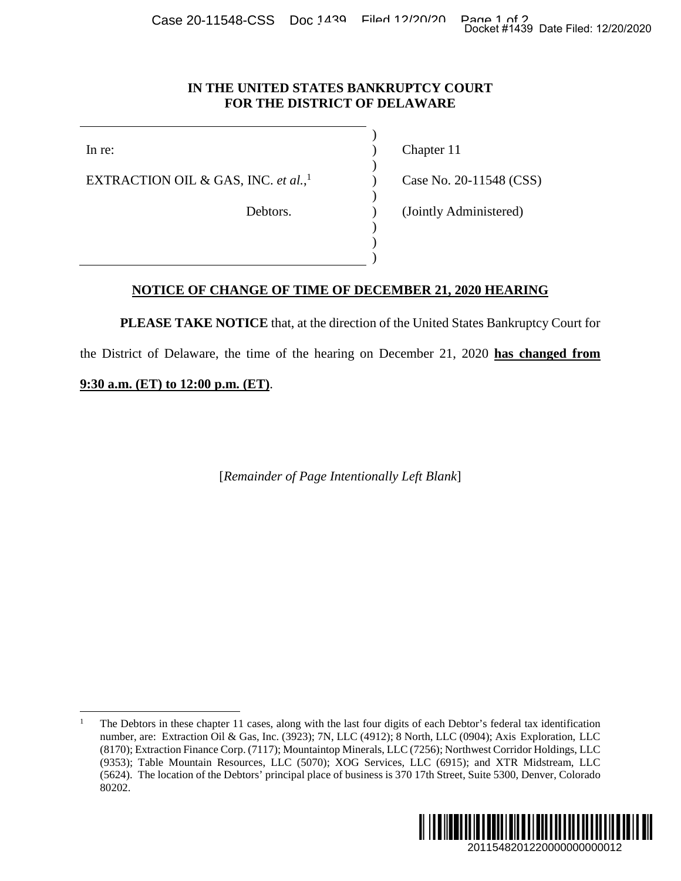**IN THE UNITED STATES BANKRUPTCY COURT**
**FOR THE DISTRICT OF DELAWARE**

| | | |
|---|---|---|
| In re: | ) | Chapter 11 |
| EXTRACTION OIL & GAS, INC. *et al.*,[1] | ) | Case No. 20-11548 (CSS) |
| Debtors. | ) | (Jointly Administered) |

**NOTICE OF CHANGE OF TIME OF DECEMBER 21, 2020 HEARING**

**PLEASE TAKE NOTICE** that, at the direction of the United States Bankruptcy Court for the District of Delaware, the time of the hearing on December 21, 2020 **has changed from 9:30 a.m. (ET) to 12:00 p.m. (ET)**.

[*Remainder of Page Intentionally Left Blank*]

---

[1] The Debtors in these chapter 11 cases, along with the last four digits of each Debtor's federal tax identification number, are: Extraction Oil & Gas, Inc. (3923); 7N, LLC (4912); 8 North, LLC (0904); Axis Exploration, LLC (8170); Extraction Finance Corp. (7117); Mountaintop Minerals, LLC (7256); Northwest Corridor Holdings, LLC (9353); Table Mountain Resources, LLC (5070); XOG Services, LLC (6915); and XTR Midstream, LLC (5624). The location of the Debtors' principal place of business is 370 17th Street, Suite 5300, Denver, Colorado 80202.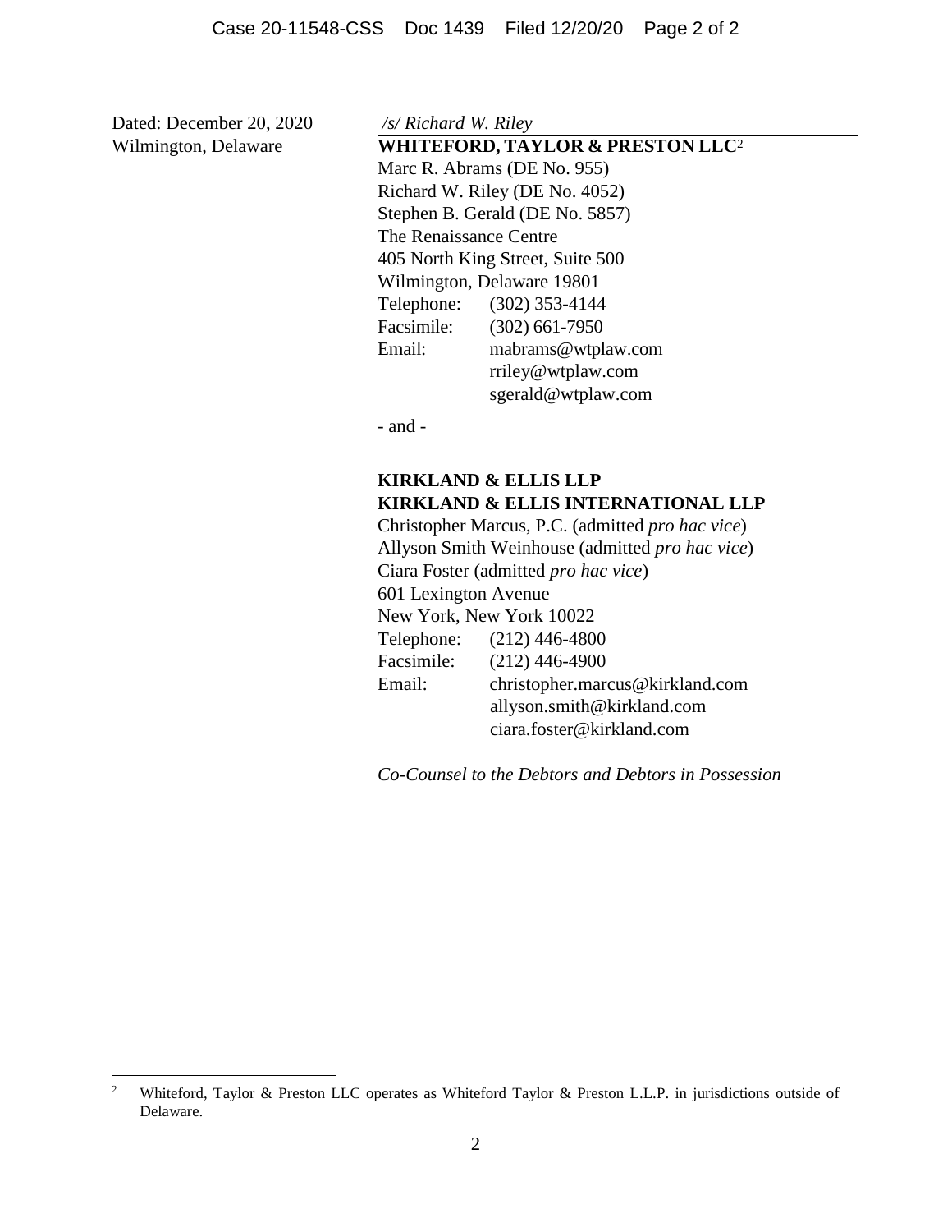Dated: December 20, 2020
Wilmington, Delaware

*/s/ Richard W. Riley*

**WHITEFORD, TAYLOR & PRESTON LLC**[2]
Marc R. Abrams (DE No. 955)
Richard W. Riley (DE No. 4052)
Stephen B. Gerald (DE No. 5857)
The Renaissance Centre
405 North King Street, Suite 500
Wilmington, Delaware 19801
Telephone: (302) 353-4144
Facsimile: (302) 661-7950
Email: mabrams@wtplaw.com
rriley@wtplaw.com
sgerald@wtplaw.com

- and -

**KIRKLAND & ELLIS LLP**
**KIRKLAND & ELLIS INTERNATIONAL LLP**
Christopher Marcus, P.C. (admitted *pro hac vice*)
Allyson Smith Weinhouse (admitted *pro hac vice*)
Ciara Foster (admitted *pro hac vice*)
601 Lexington Avenue
New York, New York 10022
Telephone: (212) 446-4800
Facsimile: (212) 446-4900
Email: christopher.marcus@kirkland.com
allyson.smith@kirkland.com
ciara.foster@kirkland.com

*Co-Counsel to the Debtors and Debtors in Possession*

---

[2] Whiteford, Taylor & Preston LLC operates as Whiteford Taylor & Preston L.L.P. in jurisdictions outside of Delaware.